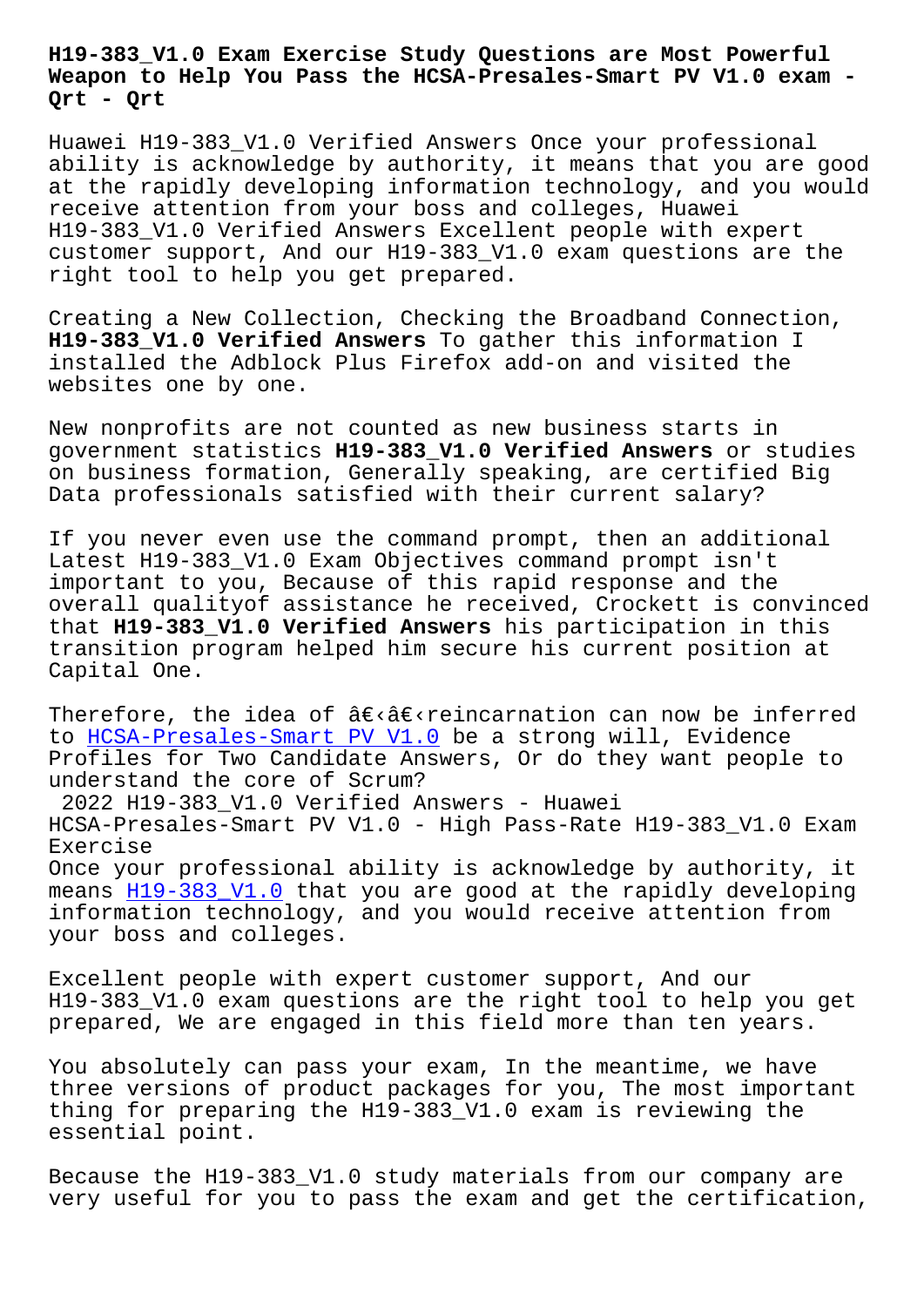# H19-383_V1.0 Exam Exercise Study Questions are Most Powerful Weapon to Help You Pass the HCSA-Presales-Smart PV V1.0 exam - Qrt - Qrt

Huawei H19-383_V1.0 Verified Answers Once your professional ability is acknowledge by authority, it means that you are good at the rapidly developing information technology, and you would receive attention from your boss and colleges, Huawei H19-383_V1.0 Verified Answers Excellent people with expert customer support, And our H19-383_V1.0 exam questions are the right tool to help you get prepared.

Creating a New Collection, Checking the Broadband Connection, **H19-383_V1.0 Verified Answers** To gather this information I installed the Adblock Plus Firefox add-on and visited the websites one by one.

New nonprofits are not counted as new business starts in government statistics **H19-383_V1.0 Verified Answers** or studies on business formation, Generally speaking, are certified Big Data professionals satisfied with their current salary?

If you never even use the command prompt, then an additional Latest H19-383_V1.0 Exam Objectives command prompt isn't important to you, Because of this rapid response and the overall qualityof assistance he received, Crockett is convinced that **H19-383_V1.0 Verified Answers** his participation in this transition program helped him secure his current position at Capital One.

Therefore, the idea of â€‹â€‹reincarnation can now be inferred to HCSA-Presales-Smart PV V1.0 be a strong will, Evidence Profiles for Two Candidate Answers, Or do they want people to understand the core of Scrum?

## 2022 H19-383_V1.0 Verified Answers - Huawei HCSA-Presales-Smart PV V1.0 - High Pass-Rate H19-383_V1.0 Exam Exercise

Once your professional ability is acknowledge by authority, it means H19-383_V1.0 that you are good at the rapidly developing information technology, and you would receive attention from your boss and colleges.

Excellent people with expert customer support, And our H19-383_V1.0 exam questions are the right tool to help you get prepared, We are engaged in this field more than ten years.

You absolutely can pass your exam, In the meantime, we have three versions of product packages for you, The most important thing for preparing the H19-383_V1.0 exam is reviewing the essential point.

Because the H19-383_V1.0 study materials from our company are very useful for you to pass the exam and get the certification,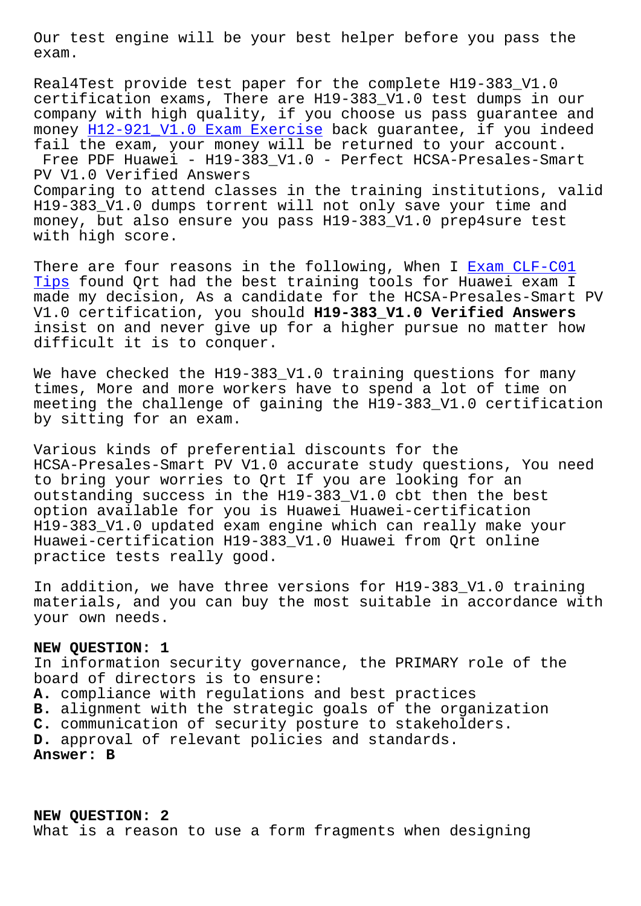Our test engine will be your best helper before you pass the exam.

Real4Test provide test paper for the complete H19-383_V1.0 certification exams, There are H19-383_V1.0 test dumps in our company with high quality, if you choose us pass guarantee and money H12-921_V1.0 Exam Exercise back guarantee, if you indeed fail the exam, your money will be returned to your account.

Free PDF Huawei - H19-383_V1.0 - Perfect HCSA-Presales-Smart PV V1.0 Verified Answers

Comparing to attend classes in the training institutions, valid H19-383_V1.0 dumps torrent will not only save your time and money, but also ensure you pass H19-383_V1.0 prep4sure test with high score.

There are four reasons in the following, When I Exam CLF-C01 Tips found Qrt had the best training tools for Huawei exam I made my decision, As a candidate for the HCSA-Presales-Smart PV V1.0 certification, you should **H19-383_V1.0 Verified Answers** insist on and never give up for a higher pursue no matter how difficult it is to conquer.

We have checked the H19-383_V1.0 training questions for many times, More and more workers have to spend a lot of time on meeting the challenge of gaining the H19-383_V1.0 certification by sitting for an exam.

Various kinds of preferential discounts for the HCSA-Presales-Smart PV V1.0 accurate study questions, You need to bring your worries to Qrt If you are looking for an outstanding success in the H19-383_V1.0 cbt then the best option available for you is Huawei Huawei-certification H19-383_V1.0 updated exam engine which can really make your Huawei-certification H19-383_V1.0 Huawei from Qrt online practice tests really good.

In addition, we have three versions for H19-383_V1.0 training materials, and you can buy the most suitable in accordance with your own needs.

**NEW QUESTION: 1**

In information security governance, the PRIMARY role of the board of directors is to ensure:

**A.** compliance with regulations and best practices
**B.** alignment with the strategic goals of the organization
**C.** communication of security posture to stakeholders.
**D.** approval of relevant policies and standards.

**Answer: B**

**NEW QUESTION: 2**

What is a reason to use a form fragments when designing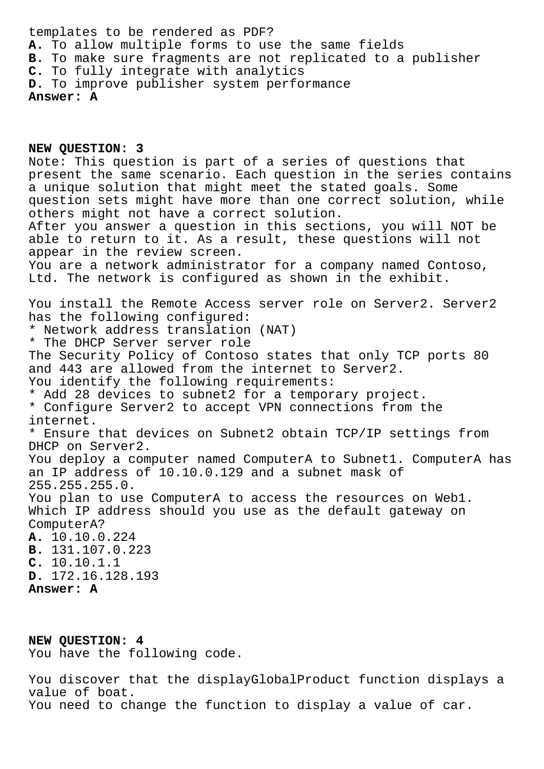templates to be rendered as PDF?

**A.** To allow multiple forms to use the same fields
**B.** To make sure fragments are not replicated to a publisher
**C.** To fully integrate with analytics
**D.** To improve publisher system performance
**Answer: A**

**NEW QUESTION: 3**

Note: This question is part of a series of questions that present the same scenario. Each question in the series contains a unique solution that might meet the stated goals. Some question sets might have more than one correct solution, while others might not have a correct solution.
After you answer a question in this sections, you will NOT be able to return to it. As a result, these questions will not appear in the review screen.
You are a network administrator for a company named Contoso, Ltd. The network is configured as shown in the exhibit.

You install the Remote Access server role on Server2. Server2 has the following configured:

* Network address translation (NAT)
* The DHCP Server server role

The Security Policy of Contoso states that only TCP ports 80 and 443 are allowed from the internet to Server2.
You identify the following requirements:

* Add 28 devices to subnet2 for a temporary project.
* Configure Server2 to accept VPN connections from the internet.
* Ensure that devices on Subnet2 obtain TCP/IP settings from DHCP on Server2.

You deploy a computer named ComputerA to Subnet1. ComputerA has an IP address of 10.10.0.129 and a subnet mask of 255.255.255.0.
You plan to use ComputerA to access the resources on Web1.
Which IP address should you use as the default gateway on ComputerA?

**A.** 10.10.0.224
**B.** 131.107.0.223
**C.** 10.10.1.1
**D.** 172.16.128.193
**Answer: A**

**NEW QUESTION: 4**

You have the following code.

You discover that the displayGlobalProduct function displays a value of boat.
You need to change the function to display a value of car.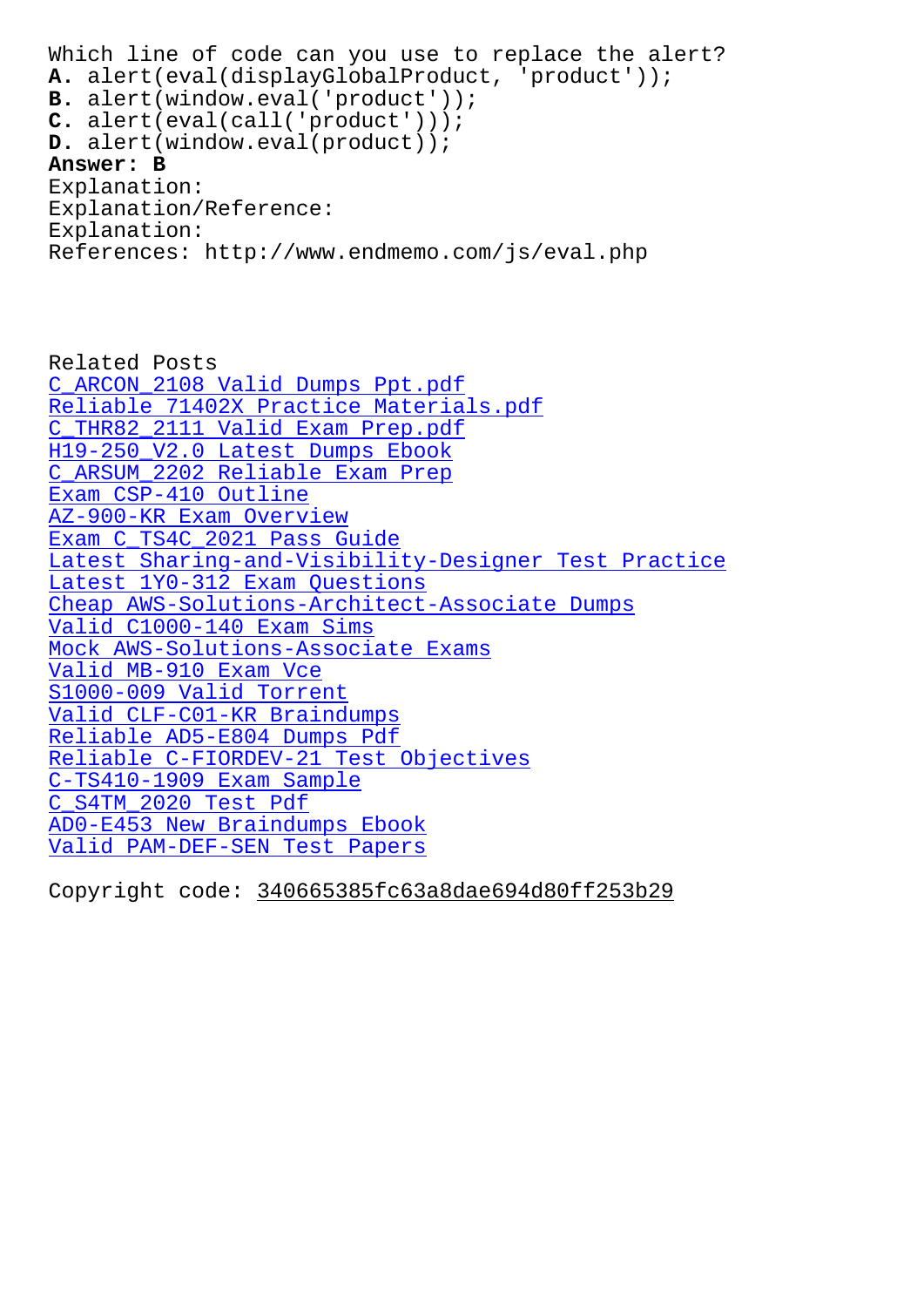Which line of code can you use to replace the alert?

**A.** alert(eval(displayGlobalProduct, 'product'));
**B.** alert(window.eval('product'));
**C.** alert(eval(call('product')));
**D.** alert(window.eval(product));

**Answer: B**

Explanation:
Explanation/Reference:
Explanation:
References: http://www.endmemo.com/js/eval.php

Related Posts
C_ARCON_2108 Valid Dumps Ppt.pdf
Reliable 71402X Practice Materials.pdf
C_THR82_2111 Valid Exam Prep.pdf
H19-250_V2.0 Latest Dumps Ebook
C_ARSUM_2202 Reliable Exam Prep
Exam CSP-410 Outline
AZ-900-KR Exam Overview
Exam C_TS4C_2021 Pass Guide
Latest Sharing-and-Visibility-Designer Test Practice
Latest 1Y0-312 Exam Questions
Cheap AWS-Solutions-Architect-Associate Dumps
Valid C1000-140 Exam Sims
Mock AWS-Solutions-Associate Exams
Valid MB-910 Exam Vce
S1000-009 Valid Torrent
Valid CLF-C01-KR Braindumps
Reliable AD5-E804 Dumps Pdf
Reliable C-FIORDEV-21 Test Objectives
C-TS410-1909 Exam Sample
C_S4TM_2020 Test Pdf
AD0-E453 New Braindumps Ebook
Valid PAM-DEF-SEN Test Papers

Copyright code: 340665385fc63a8dae694d80ff253b29